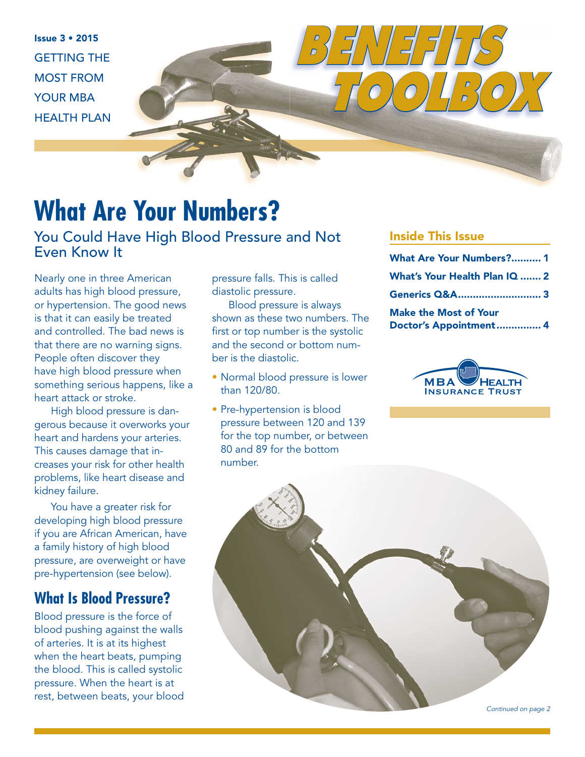Issue 3 • 2015

GETTING THE MOST FROM YOUR MBA HEALTH PLAN

# BENEFITS TOOLBOX

# What Are Your Numbers?

## You Could Have High Blood Pressure and Not Even Know It

Nearly one in three American adults has high blood pressure, or hypertension. The good news is that it can easily be treated and controlled. The bad news is that there are no warning signs. People often discover they have high blood pressure when something serious happens, like a heart attack or stroke.

High blood pressure is dangerous because it overworks your heart and hardens your arteries. This causes damage that increases your risk for other health problems, like heart disease and kidney failure.

You have a greater risk for developing high blood pressure if you are African American, have a family history of high blood pressure, are overweight or have pre-hypertension (see below).

## What Is Blood Pressure?

Blood pressure is the force of blood pushing against the walls of arteries. It is at its highest when the heart beats, pumping the blood. This is called systolic pressure. When the heart is at rest, between beats, your blood pressure falls. This is called diastolic pressure.

Blood pressure is always shown as these two numbers. The first or top number is the systolic and the second or bottom number is the diastolic.

- Normal blood pressure is lower than 120/80.
- Pre-hypertension is blood pressure between 120 and 139 for the top number, or between 80 and 89 for the bottom number.

*Continued on page 2*

### Inside This Issue

**What Are Your Numbers?.......... 1**

**What's Your Health Plan IQ ....... 2**

**Generics Q&A............................ 3**

**Make the Most of Your Doctor's Appointment............... 4**

MBA HEALTH INSURANCE TRUST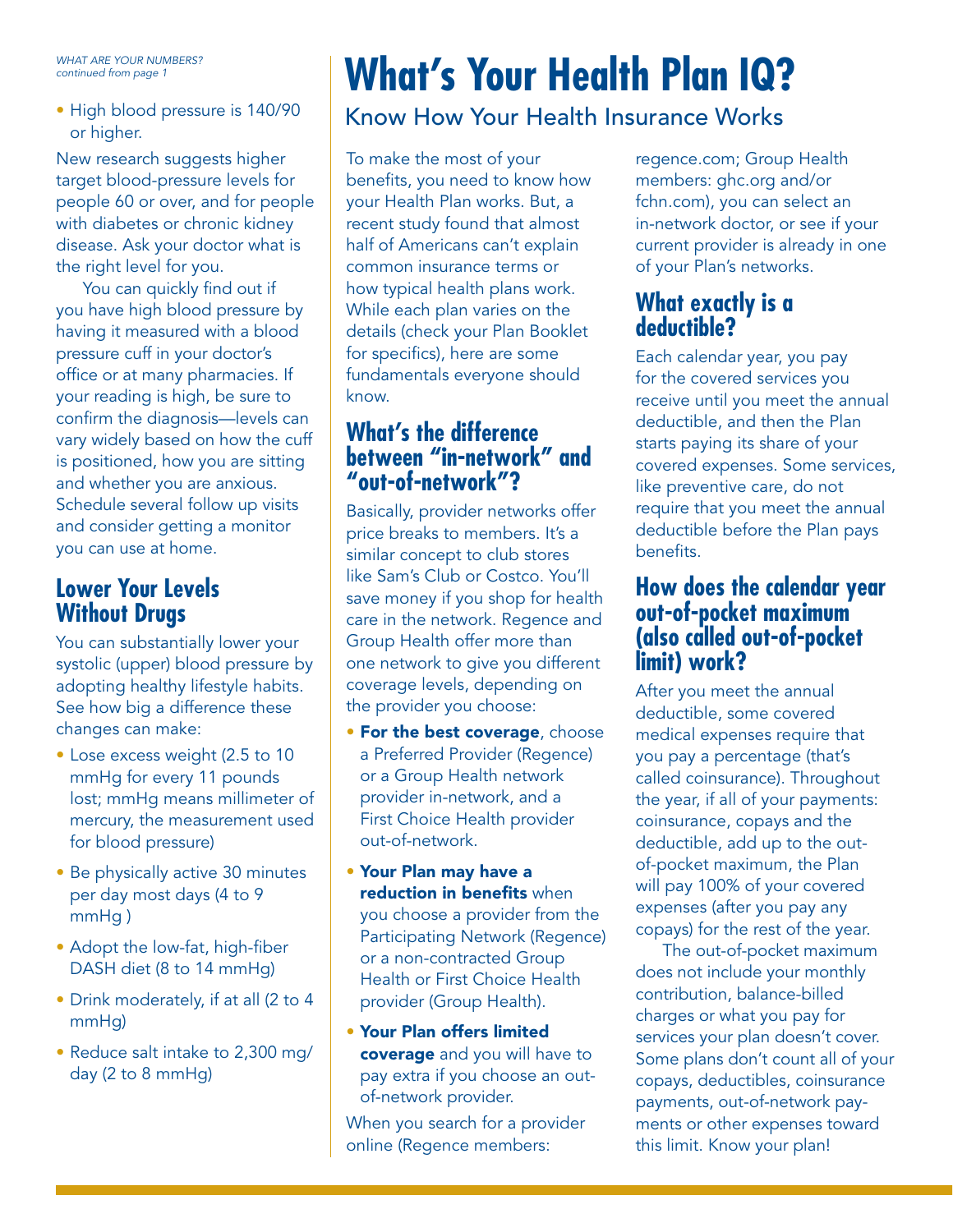*WHAT ARE YOUR NUMBERS?*
*continued from page 1*

- High blood pressure is 140/90 or higher.

New research suggests higher target blood-pressure levels for people 60 or over, and for people with diabetes or chronic kidney disease. Ask your doctor what is the right level for you.

You can quickly find out if you have high blood pressure by having it measured with a blood pressure cuff in your doctor's office or at many pharmacies. If your reading is high, be sure to confirm the diagnosis—levels can vary widely based on how the cuff is positioned, how you are sitting and whether you are anxious. Schedule several follow up visits and consider getting a monitor you can use at home.

## Lower Your Levels Without Drugs

You can substantially lower your systolic (upper) blood pressure by adopting healthy lifestyle habits. See how big a difference these changes can make:

- Lose excess weight (2.5 to 10 mmHg for every 11 pounds lost; mmHg means millimeter of mercury, the measurement used for blood pressure)
- Be physically active 30 minutes per day most days (4 to 9 mmHg )
- Adopt the low-fat, high-fiber DASH diet (8 to 14 mmHg)
- Drink moderately, if at all (2 to 4 mmHg)
- Reduce salt intake to 2,300 mg/day (2 to 8 mmHg)

# What's Your Health Plan IQ?

Know How Your Health Insurance Works

To make the most of your benefits, you need to know how your Health Plan works. But, a recent study found that almost half of Americans can't explain common insurance terms or how typical health plans work. While each plan varies on the details (check your Plan Booklet for specifics), here are some fundamentals everyone should know.

## What's the difference between "in-network" and "out-of-network"?

Basically, provider networks offer price breaks to members. It's a similar concept to club stores like Sam's Club or Costco. You'll save money if you shop for health care in the network. Regence and Group Health offer more than one network to give you different coverage levels, depending on the provider you choose:

- **For the best coverage**, choose a Preferred Provider (Regence) or a Group Health network provider in-network, and a First Choice Health provider out-of-network.
- **Your Plan may have a reduction in benefits** when you choose a provider from the Participating Network (Regence) or a non-contracted Group Health or First Choice Health provider (Group Health).
- **Your Plan offers limited coverage** and you will have to pay extra if you choose an out-of-network provider.

When you search for a provider online (Regence members: regence.com; Group Health members: ghc.org and/or fchn.com), you can select an in-network doctor, or see if your current provider is already in one of your Plan's networks.

## What exactly is a deductible?

Each calendar year, you pay for the covered services you receive until you meet the annual deductible, and then the Plan starts paying its share of your covered expenses. Some services, like preventive care, do not require that you meet the annual deductible before the Plan pays benefits.

## How does the calendar year out-of-pocket maximum (also called out-of-pocket limit) work?

After you meet the annual deductible, some covered medical expenses require that you pay a percentage (that's called coinsurance). Throughout the year, if all of your payments: coinsurance, copays and the deductible, add up to the out-of-pocket maximum, the Plan will pay 100% of your covered expenses (after you pay any copays) for the rest of the year.

The out-of-pocket maximum does not include your monthly contribution, balance-billed charges or what you pay for services your plan doesn't cover. Some plans don't count all of your copays, deductibles, coinsurance payments, out-of-network payments or other expenses toward this limit. Know your plan!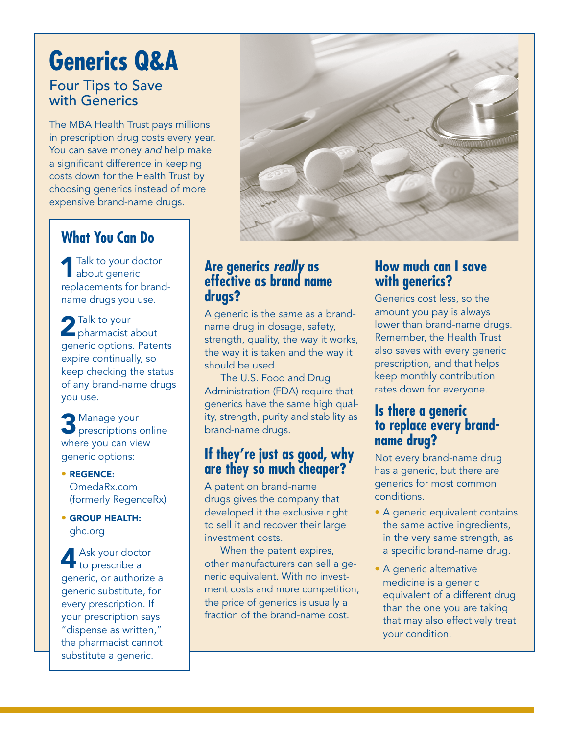# Generics Q&A

## Four Tips to Save with Generics

The MBA Health Trust pays millions in prescription drug costs every year. You can save money *and* help make a significant difference in keeping costs down for the Health Trust by choosing generics instead of more expensive brand-name drugs.

### What You Can Do

**1** Talk to your doctor about generic replacements for brand-name drugs you use.

**2** Talk to your pharmacist about generic options. Patents expire continually, so keep checking the status of any brand-name drugs you use.

**3** Manage your prescriptions online where you can view generic options:

- **REGENCE:** OmedaRx.com (formerly RegenceRx)
- **GROUP HEALTH:** ghc.org

**4** Ask your doctor to prescribe a generic, or authorize a generic substitute, for every prescription. If your prescription says "dispense as written," the pharmacist cannot substitute a generic.

### Are generics *really* as effective as brand name drugs?

A generic is the *same* as a brand-name drug in dosage, safety, strength, quality, the way it works, the way it is taken and the way it should be used.

The U.S. Food and Drug Administration (FDA) require that generics have the same high quality, strength, purity and stability as brand-name drugs.

### If they're just as good, why are they so much cheaper?

A patent on brand-name drugs gives the company that developed it the exclusive right to sell it and recover their large investment costs.

When the patent expires, other manufacturers can sell a generic equivalent. With no investment costs and more competition, the price of generics is usually a fraction of the brand-name cost.

### How much can I save with generics?

Generics cost less, so the amount you pay is always lower than brand-name drugs. Remember, the Health Trust also saves with every generic prescription, and that helps keep monthly contribution rates down for everyone.

### Is there a generic to replace every brand-name drug?

Not every brand-name drug has a generic, but there are generics for most common conditions.

- A generic equivalent contains the same active ingredients, in the very same strength, as a specific brand-name drug.
- A generic alternative medicine is a generic equivalent of a different drug than the one you are taking that may also effectively treat your condition.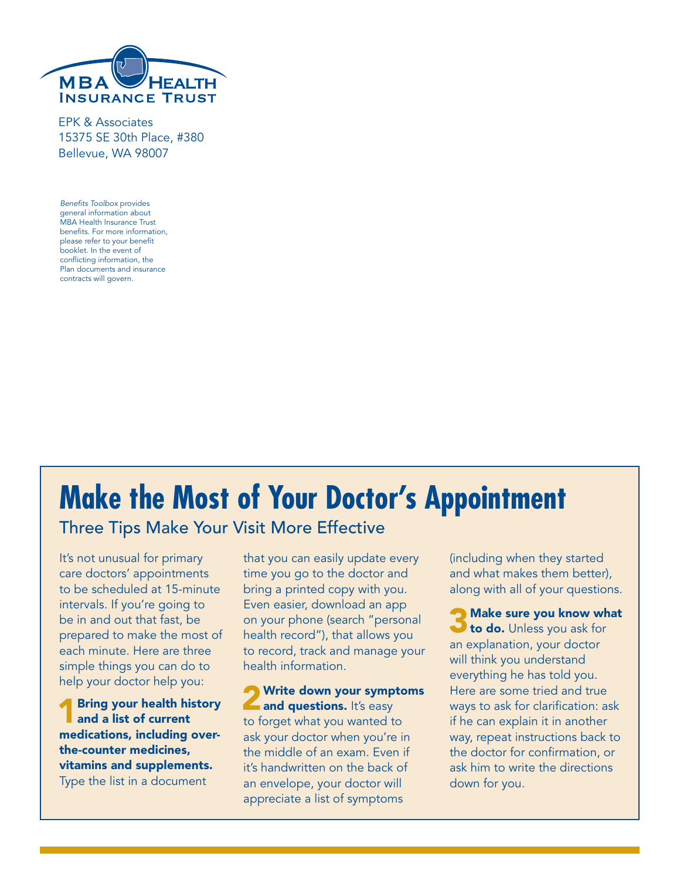MBA Health Insurance Trust

EPK & Associates
15375 SE 30th Place, #380
Bellevue, WA 98007

*Benefits Toolbox* provides general information about MBA Health Insurance Trust benefits. For more information, please refer to your benefit booklet. In the event of conflicting information, the Plan documents and insurance contracts will govern.

# Make the Most of Your Doctor's Appointment

## Three Tips Make Your Visit More Effective

It's not unusual for primary care doctors' appointments to be scheduled at 15-minute intervals. If you're going to be in and out that fast, be prepared to make the most of each minute. Here are three simple things you can do to help your doctor help you:

**1 Bring your health history and a list of current medications, including over-the-counter medicines, vitamins and supplements.** Type the list in a document that you can easily update every time you go to the doctor and bring a printed copy with you. Even easier, download an app on your phone (search "personal health record"), that allows you to record, track and manage your health information.

**2 Write down your symptoms and questions.** It's easy to forget what you wanted to ask your doctor when you're in the middle of an exam. Even if it's handwritten on the back of an envelope, your doctor will appreciate a list of symptoms (including when they started and what makes them better), along with all of your questions.

**3 Make sure you know what to do.** Unless you ask for an explanation, your doctor will think you understand everything he has told you. Here are some tried and true ways to ask for clarification: ask if he can explain it in another way, repeat instructions back to the doctor for confirmation, or ask him to write the directions down for you.